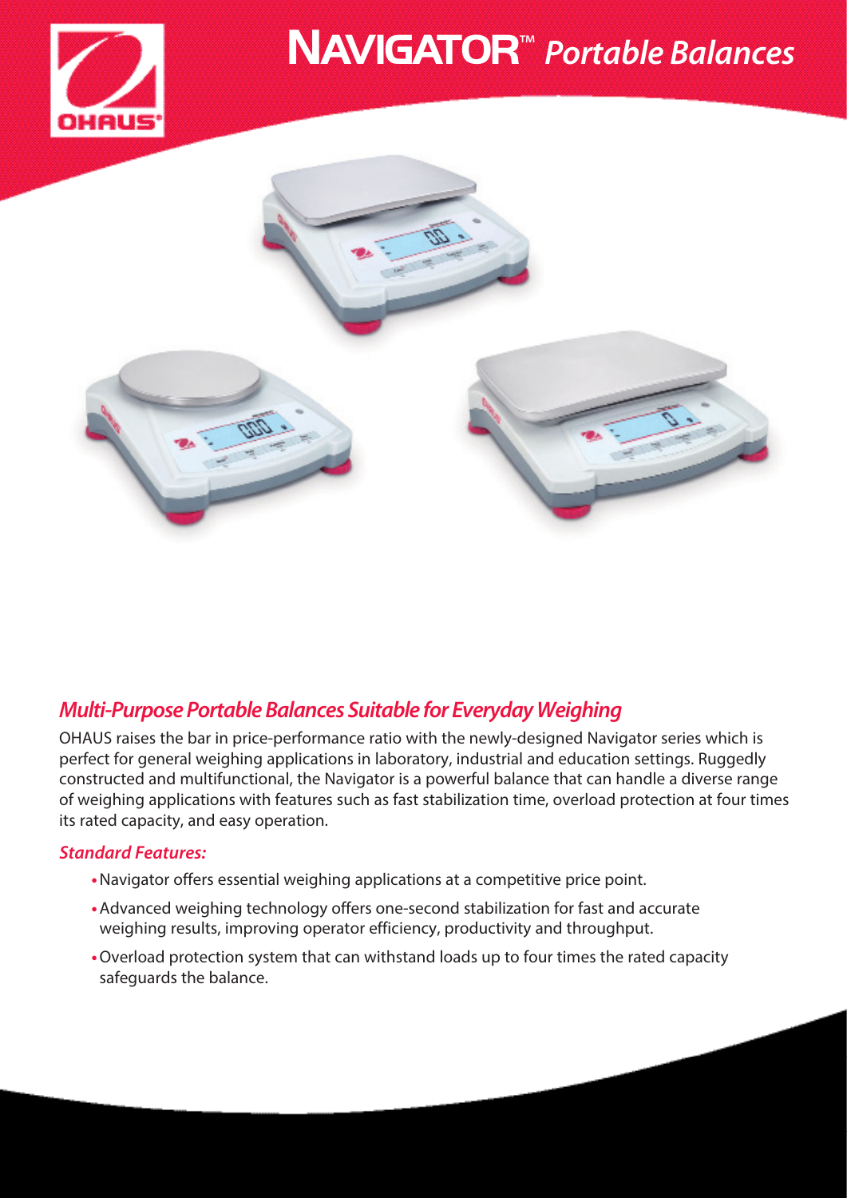# NAVIGATOR™ *Portable Balances*

## *Multi-Purpose Portable Balances Suitable for Everyday Weighing*

OHAUS raises the bar in price-performance ratio with the newly-designed Navigator series which is perfect for general weighing applications in laboratory, industrial and education settings. Ruggedly constructed and multifunctional, the Navigator is a powerful balance that can handle a diverse range of weighing applications with features such as fast stabilization time, overload protection at four times its rated capacity, and easy operation.

### *Standard Features:*

- Navigator offers essential weighing applications at a competitive price point.
- Advanced weighing technology offers one-second stabilization for fast and accurate weighing results, improving operator efficiency, productivity and throughput.
- Overload protection system that can withstand loads up to four times the rated capacity safeguards the balance.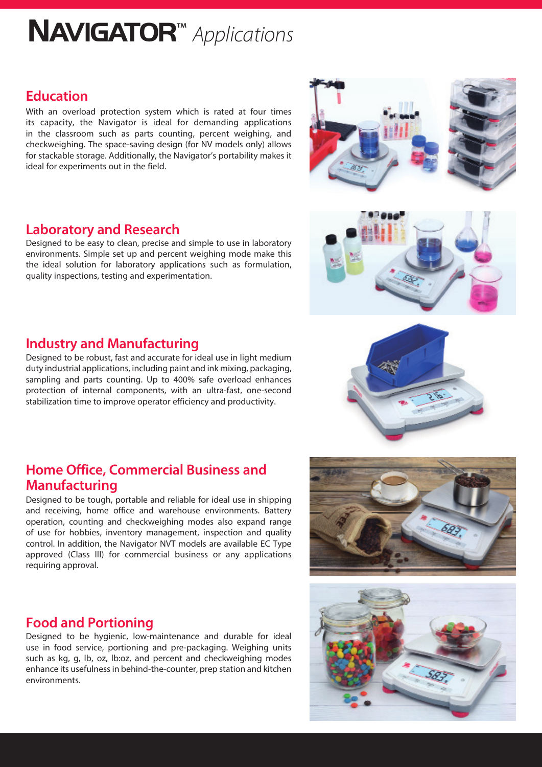# NAVIGATOR™ *Applications*

## Education

With an overload protection system which is rated at four times its capacity, the Navigator is ideal for demanding applications in the classroom such as parts counting, percent weighing, and checkweighing. The space-saving design (for NV models only) allows for stackable storage. Additionally, the Navigator's portability makes it ideal for experiments out in the field.

## Laboratory and Research

Designed to be easy to clean, precise and simple to use in laboratory environments. Simple set up and percent weighing mode make this the ideal solution for laboratory applications such as formulation, quality inspections, testing and experimentation.

## Industry and Manufacturing

Designed to be robust, fast and accurate for ideal use in light medium duty industrial applications, including paint and ink mixing, packaging, sampling and parts counting. Up to 400% safe overload enhances protection of internal components, with an ultra-fast, one-second stabilization time to improve operator efficiency and productivity.

## Home Office, Commercial Business and Manufacturing

Designed to be tough, portable and reliable for ideal use in shipping and receiving, home office and warehouse environments. Battery operation, counting and checkweighing modes also expand range of use for hobbies, inventory management, inspection and quality control. In addition, the Navigator NVT models are available EC Type approved (Class III) for commercial business or any applications requiring approval.

## Food and Portioning

Designed to be hygienic, low-maintenance and durable for ideal use in food service, portioning and pre-packaging. Weighing units such as kg, g, lb, oz, lb:oz, and percent and checkweighing modes enhance its usefulness in behind-the-counter, prep station and kitchen environments.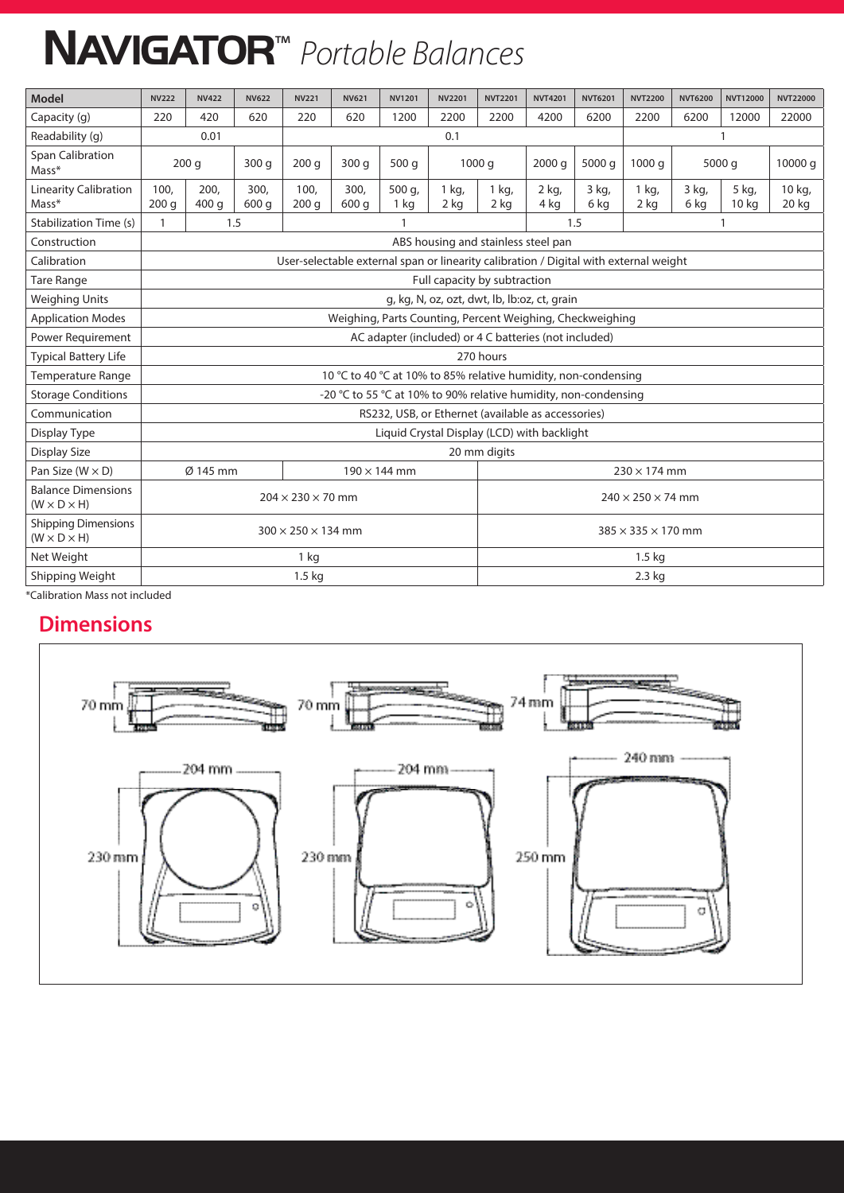# NAVIGATOR™ *Portable Balances*

| Model | NV222 | NV422 | NV622 | NV221 | NV621 | NV1201 | NV2201 | NVT2201 | NVT4201 | NVT6201 | NVT2200 | NVT6200 | NVT12000 | NVT22000 |
|---|---|---|---|---|---|---|---|---|---|---|---|---|---|---|
| Capacity (g) | 220 | 420 | 620 | 220 | 620 | 1200 | 2200 | 2200 | 4200 | 6200 | 2200 | 6200 | 12000 | 22000 |
| Readability (g) | 0.01 | | | 0.1 | | | | | | | 1 | | | |
| Span Calibration Mass* | 200 g | | 300 g | 200 g | 300 g | 500 g | 1000 g | | 2000 g | 5000 g | 1000 g | 5000 g | | 10000 g |
| Linearity Calibration Mass* | 100, 200 g | 200, 400 g | 300, 600 g | 100, 200 g | 300, 600 g | 500 g, 1 kg | 1 kg, 2 kg | 1 kg, 2 kg | 2 kg, 4 kg | 3 kg, 6 kg | 1 kg, 2 kg | 3 kg, 6 kg | 5 kg, 10 kg | 10 kg, 20 kg |
| Stabilization Time (s) | 1 | 1.5 | | 1 | | | | | 1.5 | | 1 | | | |
| Construction | ABS housing and stainless steel pan | | | | | | | | | | | | | |
| Calibration | User-selectable external span or linearity calibration / Digital with external weight | | | | | | | | | | | | | |
| Tare Range | Full capacity by subtraction | | | | | | | | | | | | | |
| Weighing Units | g, kg, N, oz, ozt, dwt, lb, lb:oz, ct, grain | | | | | | | | | | | | | |
| Application Modes | Weighing, Parts Counting, Percent Weighing, Checkweighing | | | | | | | | | | | | | |
| Power Requirement | AC adapter (included) or 4 C batteries (not included) | | | | | | | | | | | | | |
| Typical Battery Life | 270 hours | | | | | | | | | | | | | |
| Temperature Range | 10 °C to 40 °C at 10% to 85% relative humidity, non-condensing | | | | | | | | | | | | | |
| Storage Conditions | -20 °C to 55 °C at 10% to 90% relative humidity, non-condensing | | | | | | | | | | | | | |
| Communication | RS232, USB, or Ethernet (available as accessories) | | | | | | | | | | | | | |
| Display Type | Liquid Crystal Display (LCD) with backlight | | | | | | | | | | | | | |
| Display Size | 20 mm digits | | | | | | | | | | | | | |
| Pan Size (W × D) | Ø 145 mm | | | 190 × 144 mm | | | | 230 × 174 mm | | | | | | |
| Balance Dimensions (W × D × H) | 204 × 230 × 70 mm | | | | | | | 240 × 250 × 74 mm | | | | | | |
| Shipping Dimensions (W × D × H) | 300 × 250 × 134 mm | | | | | | | 385 × 335 × 170 mm | | | | | | |
| Net Weight | 1 kg | | | | | | | 1.5 kg | | | | | | |
| Shipping Weight | 1.5 kg | | | | | | | 2.3 kg | | | | | | |

*Calibration Mass not included

## Dimensions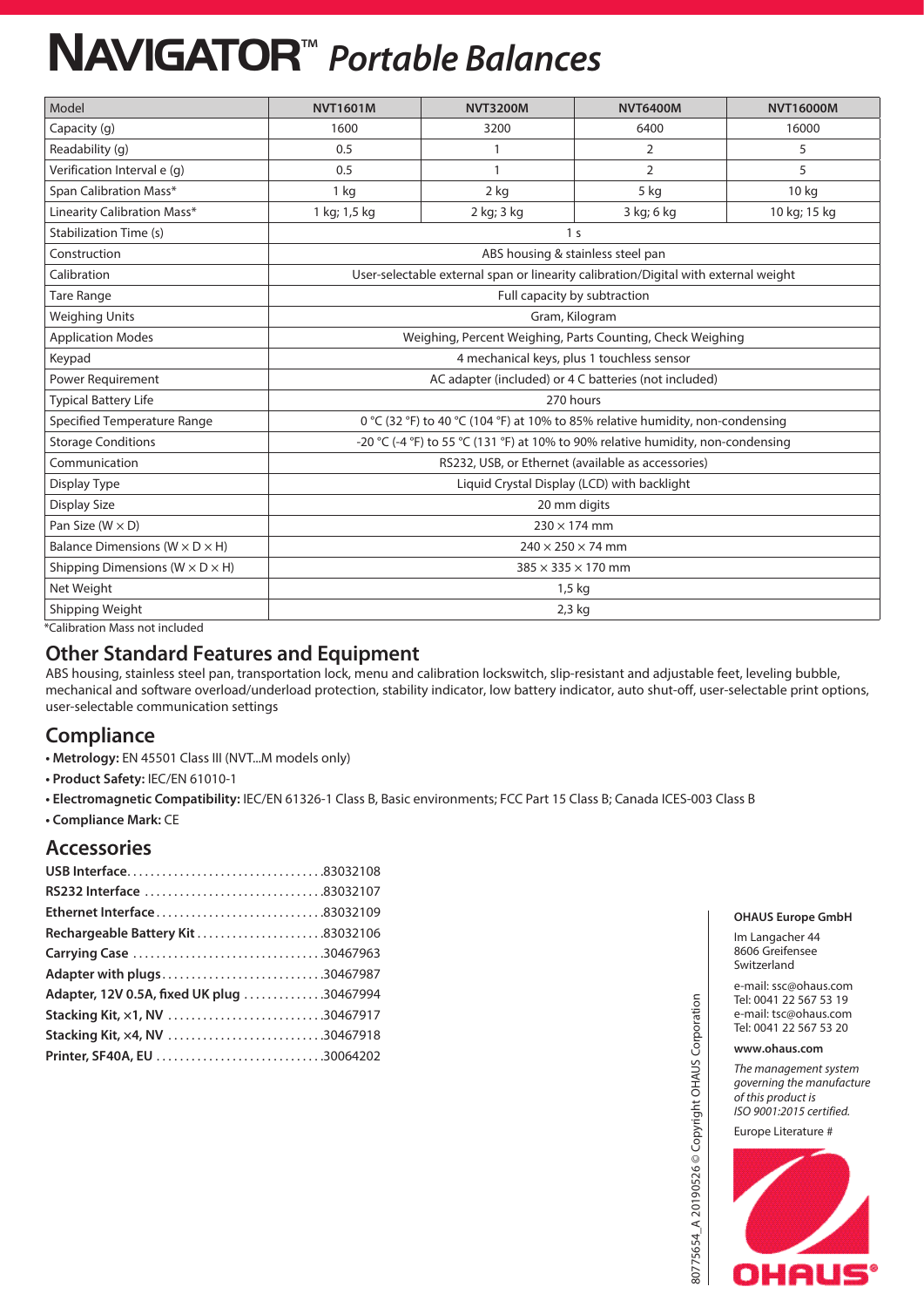# NAVIGATOR™ *Portable Balances*

| Model | NVT1601M | NVT3200M | NVT6400M | NVT16000M |
|---|---|---|---|---|
| Capacity (g) | 1600 | 3200 | 6400 | 16000 |
| Readability (g) | 0.5 | 1 | 2 | 5 |
| Verification Interval e (g) | 0.5 | 1 | 2 | 5 |
| Span Calibration Mass* | 1 kg | 2 kg | 5 kg | 10 kg |
| Linearity Calibration Mass* | 1 kg; 1,5 kg | 2 kg; 3 kg | 3 kg; 6 kg | 10 kg; 15 kg |
| Stabilization Time (s) | 1 s | | | |
| Construction | ABS housing & stainless steel pan | | | |
| Calibration | User-selectable external span or linearity calibration/Digital with external weight | | | |
| Tare Range | Full capacity by subtraction | | | |
| Weighing Units | Gram, Kilogram | | | |
| Application Modes | Weighing, Percent Weighing, Parts Counting, Check Weighing | | | |
| Keypad | 4 mechanical keys, plus 1 touchless sensor | | | |
| Power Requirement | AC adapter (included) or 4 C batteries (not included) | | | |
| Typical Battery Life | 270 hours | | | |
| Specified Temperature Range | 0 °C (32 °F) to 40 °C (104 °F) at 10% to 85% relative humidity, non-condensing | | | |
| Storage Conditions | -20 °C (-4 °F) to 55 °C (131 °F) at 10% to 90% relative humidity, non-condensing | | | |
| Communication | RS232, USB, or Ethernet (available as accessories) | | | |
| Display Type | Liquid Crystal Display (LCD) with backlight | | | |
| Display Size | 20 mm digits | | | |
| Pan Size (W × D) | 230 × 174 mm | | | |
| Balance Dimensions (W × D × H) | 240 × 250 × 74 mm | | | |
| Shipping Dimensions (W × D × H) | 385 × 335 × 170 mm | | | |
| Net Weight | 1,5 kg | | | |
| Shipping Weight | 2,3 kg | | | |

*Calibration Mass not included

## Other Standard Features and Equipment

ABS housing, stainless steel pan, transportation lock, menu and calibration lockswitch, slip-resistant and adjustable feet, leveling bubble, mechanical and software overload/underload protection, stability indicator, low battery indicator, auto shut-off, user-selectable print options, user-selectable communication settings

## Compliance

- **Metrology:** EN 45501 Class III (NVT...M models only)
- **Product Safety:** IEC/EN 61010-1
- **Electromagnetic Compatibility:** IEC/EN 61326-1 Class B, Basic environments; FCC Part 15 Class B; Canada ICES-003 Class B
- **Compliance Mark:** CE

## Accessories

**USB Interface**................................83032108
**RS232 Interface** ..............................83032107
**Ethernet Interface**............................83032109
**Rechargeable Battery Kit**......................83032106
**Carrying Case** ................................30467963
**Adapter with plugs**...........................30467987
**Adapter, 12V 0.5A, fixed UK plug** .............30467994
**Stacking Kit, ×1, NV** ..........................30467917
**Stacking Kit, ×4, NV** ..........................30467918
**Printer, SF40A, EU** ............................30064202

80775654_A 20190526 © Copyright OHAUS Corporation

**OHAUS Europe GmbH**

Im Langacher 44
8606 Greifensee
Switzerland

e-mail: ssc@ohaus.com
Tel: 0041 22 567 53 19
e-mail: tsc@ohaus.com
Tel: 0041 22 567 53 20

**www.ohaus.com**

*The management system governing the manufacture of this product is ISO 9001:2015 certified.*

Europe Literature #

OHAUS®